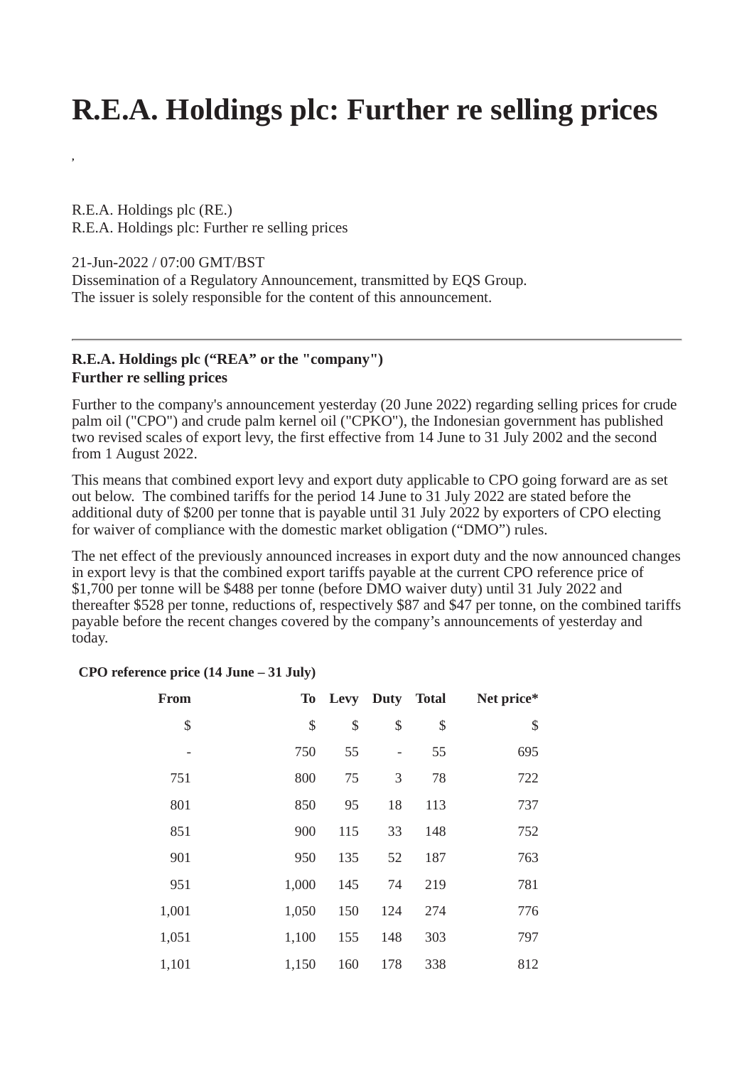# R.E.A. Holdings plc: Further re selling prices

,

R.E.A. Holdings plc (RE.)
R.E.A. Holdings plc: Further re selling prices

21-Jun-2022 / 07:00 GMT/BST
Dissemination of a Regulatory Announcement, transmitted by EQS Group.
The issuer is solely responsible for the content of this announcement.

---

**R.E.A. Holdings plc ("REA" or the "company")**
**Further re selling prices**

Further to the company's announcement yesterday (20 June 2022) regarding selling prices for crude palm oil ("CPO") and crude palm kernel oil ("CPKO"), the Indonesian government has published two revised scales of export levy, the first effective from 14 June to 31 July 2002 and the second from 1 August 2022.

This means that combined export levy and export duty applicable to CPO going forward are as set out below. The combined tariffs for the period 14 June to 31 July 2022 are stated before the additional duty of $200 per tonne that is payable until 31 July 2022 by exporters of CPO electing for waiver of compliance with the domestic market obligation ("DMO") rules.

The net effect of the previously announced increases in export duty and the now announced changes in export levy is that the combined export tariffs payable at the current CPO reference price of $1,700 per tonne will be $488 per tonne (before DMO waiver duty) until 31 July 2022 and thereafter $528 per tonne, reductions of, respectively $87 and $47 per tonne, on the combined tariffs payable before the recent changes covered by the company's announcements of yesterday and today.

**CPO reference price (14 June – 31 July)**

| From | To | Levy | Duty | Total | Net price* |
|---|---|---|---|---|---|
| $ | $ | $ | $ | $ | $ |
| - | 750 | 55 | - | 55 | 695 |
| 751 | 800 | 75 | 3 | 78 | 722 |
| 801 | 850 | 95 | 18 | 113 | 737 |
| 851 | 900 | 115 | 33 | 148 | 752 |
| 901 | 950 | 135 | 52 | 187 | 763 |
| 951 | 1,000 | 145 | 74 | 219 | 781 |
| 1,001 | 1,050 | 150 | 124 | 274 | 776 |
| 1,051 | 1,100 | 155 | 148 | 303 | 797 |
| 1,101 | 1,150 | 160 | 178 | 338 | 812 |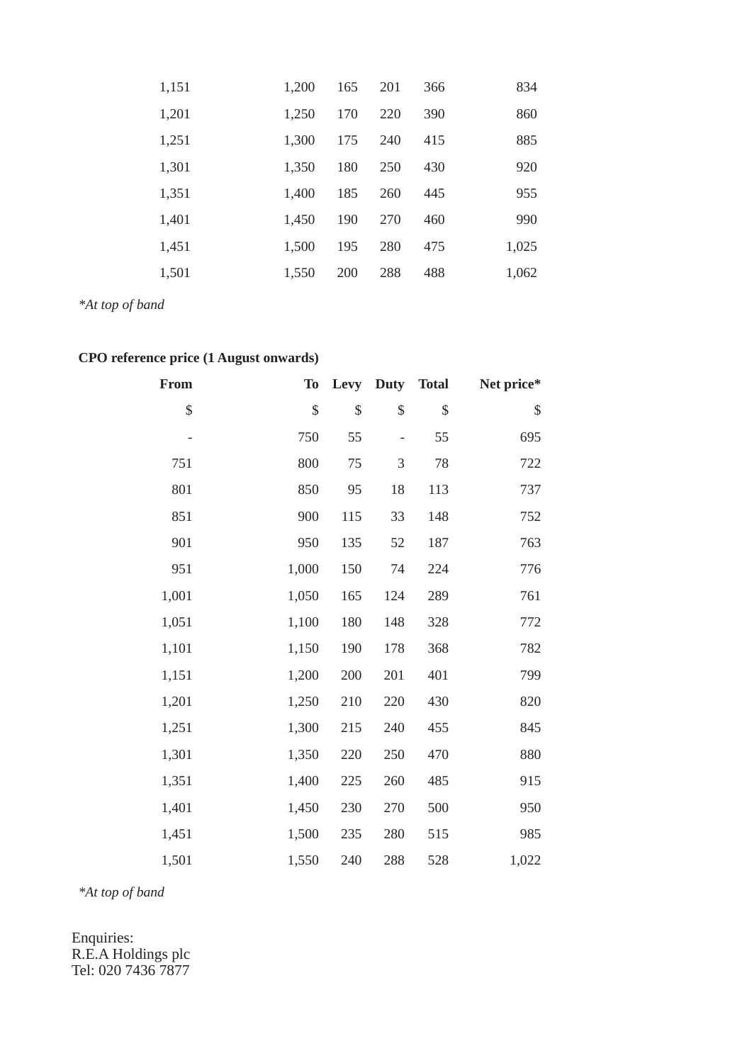| From | To | Levy | Duty | Total | Net price* |
|---|---|---|---|---|---|
| 1,151 | 1,200 | 165 | 201 | 366 | 834 |
| 1,201 | 1,250 | 170 | 220 | 390 | 860 |
| 1,251 | 1,300 | 175 | 240 | 415 | 885 |
| 1,301 | 1,350 | 180 | 250 | 430 | 920 |
| 1,351 | 1,400 | 185 | 260 | 445 | 955 |
| 1,401 | 1,450 | 190 | 270 | 460 | 990 |
| 1,451 | 1,500 | 195 | 280 | 475 | 1,025 |
| 1,501 | 1,550 | 200 | 288 | 488 | 1,062 |

*At top of band*

**CPO reference price (1 August onwards)**

| From | To | Levy | Duty | Total | Net price* |
|---|---|---|---|---|---|
| $ | $ | $ | $ | $ | $ |
| - | 750 | 55 | - | 55 | 695 |
| 751 | 800 | 75 | 3 | 78 | 722 |
| 801 | 850 | 95 | 18 | 113 | 737 |
| 851 | 900 | 115 | 33 | 148 | 752 |
| 901 | 950 | 135 | 52 | 187 | 763 |
| 951 | 1,000 | 150 | 74 | 224 | 776 |
| 1,001 | 1,050 | 165 | 124 | 289 | 761 |
| 1,051 | 1,100 | 180 | 148 | 328 | 772 |
| 1,101 | 1,150 | 190 | 178 | 368 | 782 |
| 1,151 | 1,200 | 200 | 201 | 401 | 799 |
| 1,201 | 1,250 | 210 | 220 | 430 | 820 |
| 1,251 | 1,300 | 215 | 240 | 455 | 845 |
| 1,301 | 1,350 | 220 | 250 | 470 | 880 |
| 1,351 | 1,400 | 225 | 260 | 485 | 915 |
| 1,401 | 1,450 | 230 | 270 | 500 | 950 |
| 1,451 | 1,500 | 235 | 280 | 515 | 985 |
| 1,501 | 1,550 | 240 | 288 | 528 | 1,022 |

*At top of band*

Enquiries:
R.E.A Holdings plc
Tel: 020 7436 7877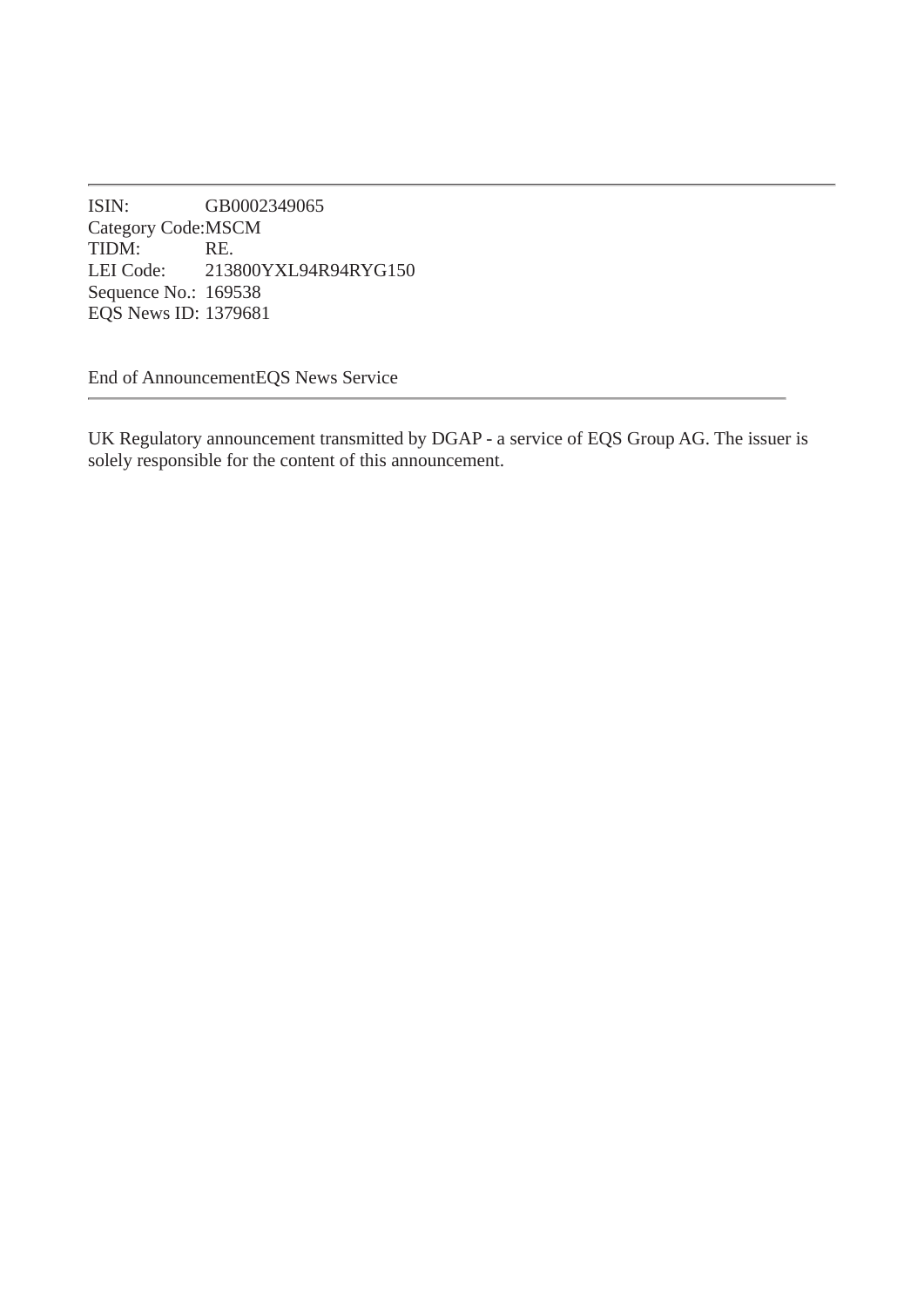---

| | |
|---|---|
| ISIN: | GB0002349065 |
| Category Code: | MSCM |
| TIDM: | RE. |
| LEI Code: | 213800YXL94R94RYG150 |
| Sequence No.: | 169538 |
| EQS News ID: | 1379681 |

End of AnnouncementEQS News Service

---

UK Regulatory announcement transmitted by DGAP - a service of EQS Group AG. The issuer is solely responsible for the content of this announcement.